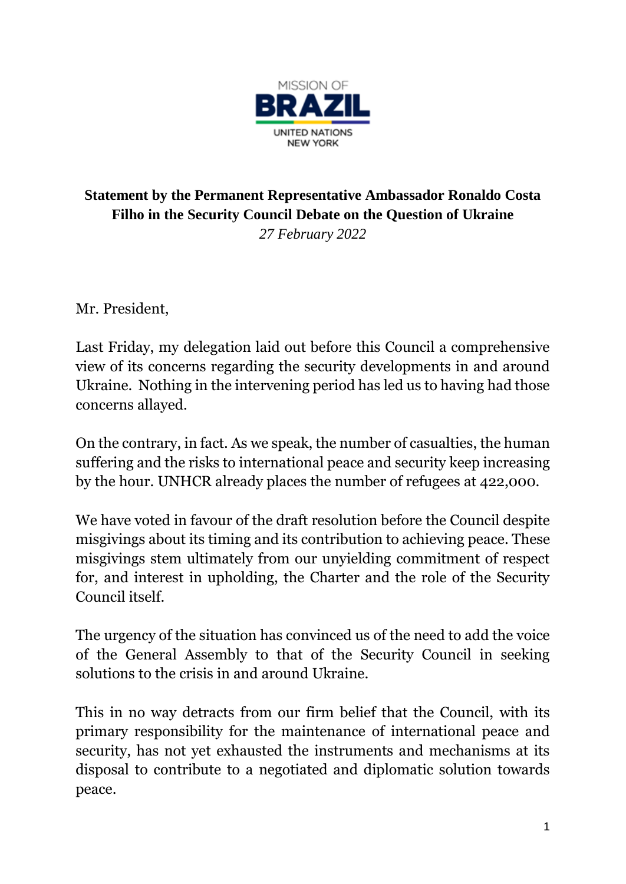MISSION OF
**BRAZIL**
UNITED NATIONS
NEW YORK

**Statement by the Permanent Representative Ambassador Ronaldo Costa Filho in the Security Council Debate on the Question of Ukraine**

*27 February 2022*

Mr. President,

Last Friday, my delegation laid out before this Council a comprehensive view of its concerns regarding the security developments in and around Ukraine. Nothing in the intervening period has led us to having had those concerns allayed.

On the contrary, in fact. As we speak, the number of casualties, the human suffering and the risks to international peace and security keep increasing by the hour. UNHCR already places the number of refugees at 422,000.

We have voted in favour of the draft resolution before the Council despite misgivings about its timing and its contribution to achieving peace. These misgivings stem ultimately from our unyielding commitment of respect for, and interest in upholding, the Charter and the role of the Security Council itself.

The urgency of the situation has convinced us of the need to add the voice of the General Assembly to that of the Security Council in seeking solutions to the crisis in and around Ukraine.

This in no way detracts from our firm belief that the Council, with its primary responsibility for the maintenance of international peace and security, has not yet exhausted the instruments and mechanisms at its disposal to contribute to a negotiated and diplomatic solution towards peace.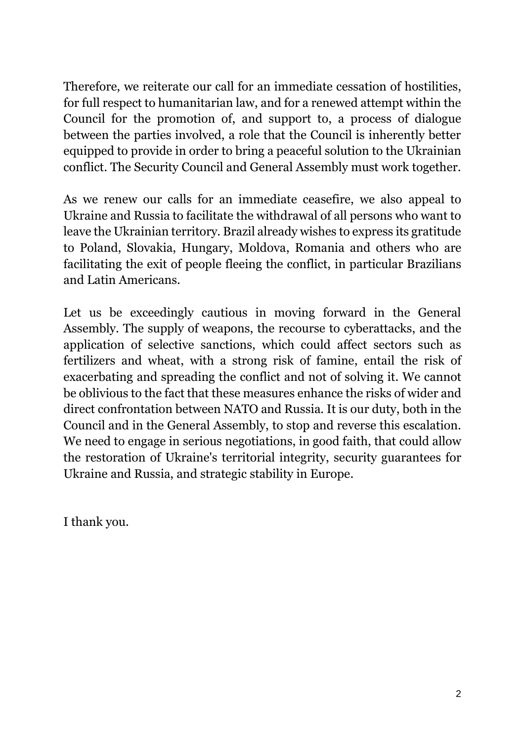Therefore, we reiterate our call for an immediate cessation of hostilities, for full respect to humanitarian law, and for a renewed attempt within the Council for the promotion of, and support to, a process of dialogue between the parties involved, a role that the Council is inherently better equipped to provide in order to bring a peaceful solution to the Ukrainian conflict. The Security Council and General Assembly must work together.

As we renew our calls for an immediate ceasefire, we also appeal to Ukraine and Russia to facilitate the withdrawal of all persons who want to leave the Ukrainian territory. Brazil already wishes to express its gratitude to Poland, Slovakia, Hungary, Moldova, Romania and others who are facilitating the exit of people fleeing the conflict, in particular Brazilians and Latin Americans.

Let us be exceedingly cautious in moving forward in the General Assembly. The supply of weapons, the recourse to cyberattacks, and the application of selective sanctions, which could affect sectors such as fertilizers and wheat, with a strong risk of famine, entail the risk of exacerbating and spreading the conflict and not of solving it. We cannot be oblivious to the fact that these measures enhance the risks of wider and direct confrontation between NATO and Russia. It is our duty, both in the Council and in the General Assembly, to stop and reverse this escalation. We need to engage in serious negotiations, in good faith, that could allow the restoration of Ukraine's territorial integrity, security guarantees for Ukraine and Russia, and strategic stability in Europe.

I thank you.